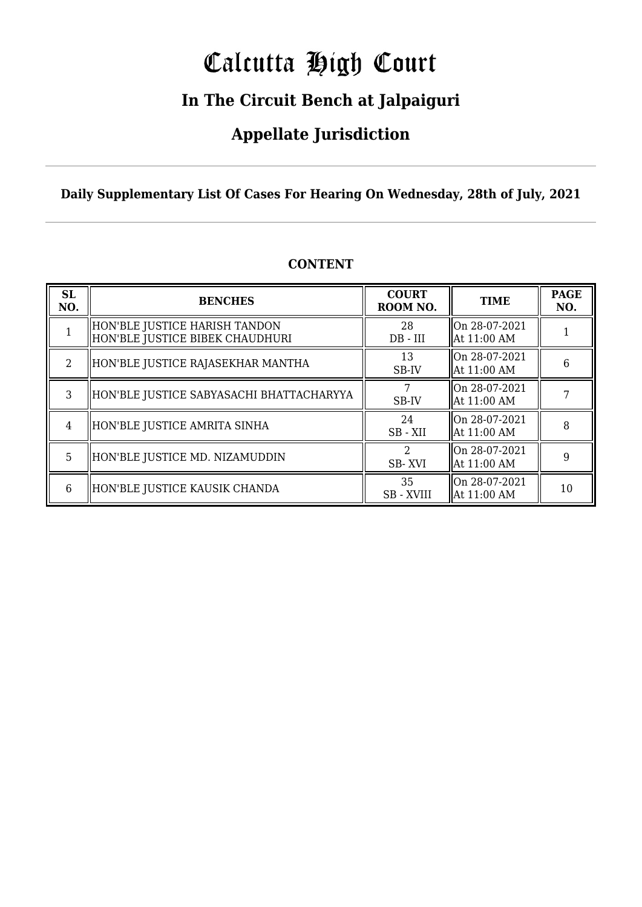# Calcutta High Court

## In The Circuit Bench at Jalpaiguri

## Appellate Jurisdiction

**Daily Supplementary List Of Cases For Hearing On Wednesday, 28th of July, 2021**

### CONTENT

| SL NO. | BENCHES | COURT ROOM NO. | TIME | PAGE NO. |
|---|---|---|---|---|
| 1 | HON'BLE JUSTICE HARISH TANDON<br>HON'BLE JUSTICE BIBEK CHAUDHURI | 28<br>DB - III | On 28-07-2021<br>At 11:00 AM | 1 |
| 2 | HON'BLE JUSTICE RAJASEKHAR MANTHA | 13<br>SB-IV | On 28-07-2021<br>At 11:00 AM | 6 |
| 3 | HON'BLE JUSTICE SABYASACHI BHATTACHARYYA | 7<br>SB-IV | On 28-07-2021<br>At 11:00 AM | 7 |
| 4 | HON'BLE JUSTICE AMRITA SINHA | 24<br>SB - XII | On 28-07-2021<br>At 11:00 AM | 8 |
| 5 | HON'BLE JUSTICE MD. NIZAMUDDIN | 2<br>SB- XVI | On 28-07-2021<br>At 11:00 AM | 9 |
| 6 | HON'BLE JUSTICE KAUSIK CHANDA | 35<br>SB - XVIII | On 28-07-2021<br>At 11:00 AM | 10 |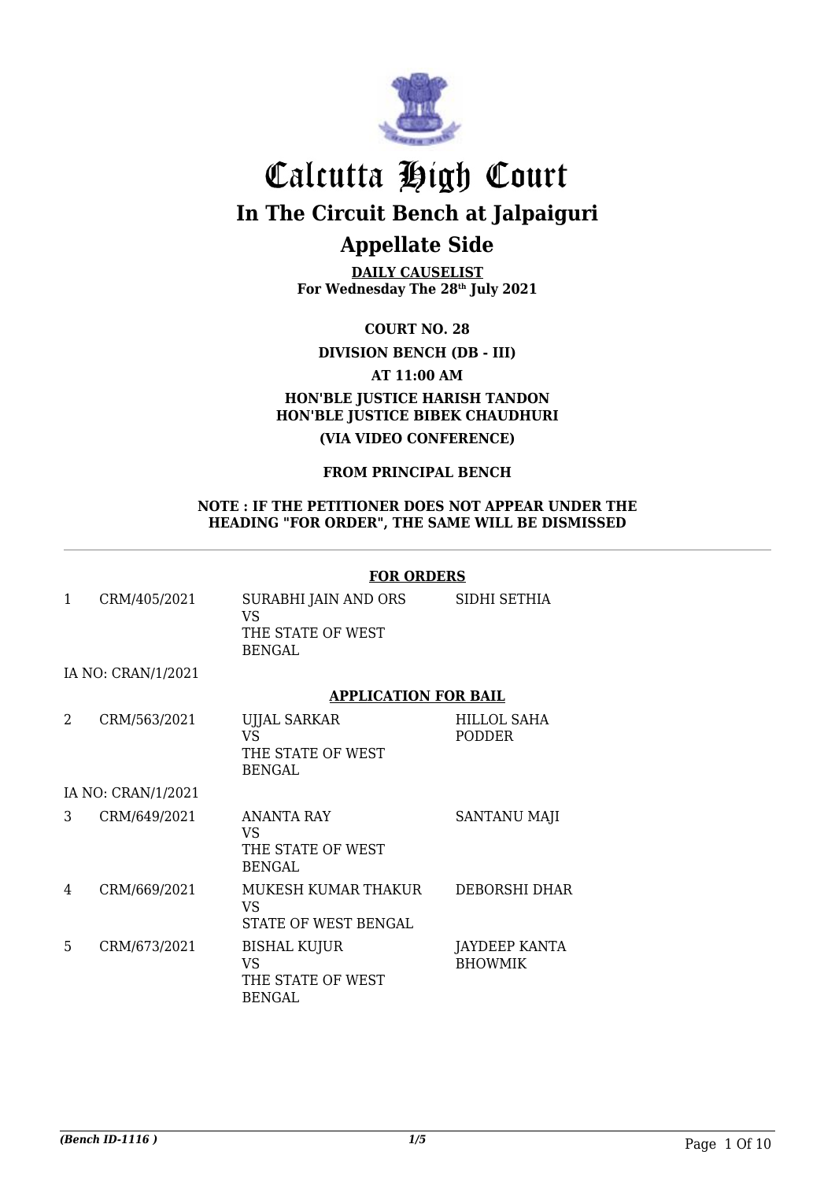# Calcutta High Court

## In The Circuit Bench at Jalpaiguri

## Appellate Side

**DAILY CAUSELIST**
**For Wednesday The 28th July 2021**

**COURT NO. 28**

**DIVISION BENCH (DB - III)**

**AT 11:00 AM**

**HON'BLE JUSTICE HARISH TANDON**
**HON'BLE JUSTICE BIBEK CHAUDHURI**

**(VIA VIDEO CONFERENCE)**

**FROM PRINCIPAL BENCH**

**NOTE : IF THE PETITIONER DOES NOT APPEAR UNDER THE HEADING "FOR ORDER", THE SAME WILL BE DISMISSED**

---

**FOR ORDERS**

| | | | |
|---|---|---|---|
| 1 | CRM/405/2021 | SURABHI JAIN AND ORS VS THE STATE OF WEST BENGAL | SIDHI SETHIA |
| | IA NO: CRAN/1/2021 | | |

**APPLICATION FOR BAIL**

| | | | |
|---|---|---|---|
| 2 | CRM/563/2021 | UJJAL SARKAR VS THE STATE OF WEST BENGAL | HILLOL SAHA PODDER |
| | IA NO: CRAN/1/2021 | | |
| 3 | CRM/649/2021 | ANANTA RAY VS THE STATE OF WEST BENGAL | SANTANU MAJI |
| 4 | CRM/669/2021 | MUKESH KUMAR THAKUR VS STATE OF WEST BENGAL | DEBORSHI DHAR |
| 5 | CRM/673/2021 | BISHAL KUJUR VS THE STATE OF WEST BENGAL | JAYDEEP KANTA BHOWMIK |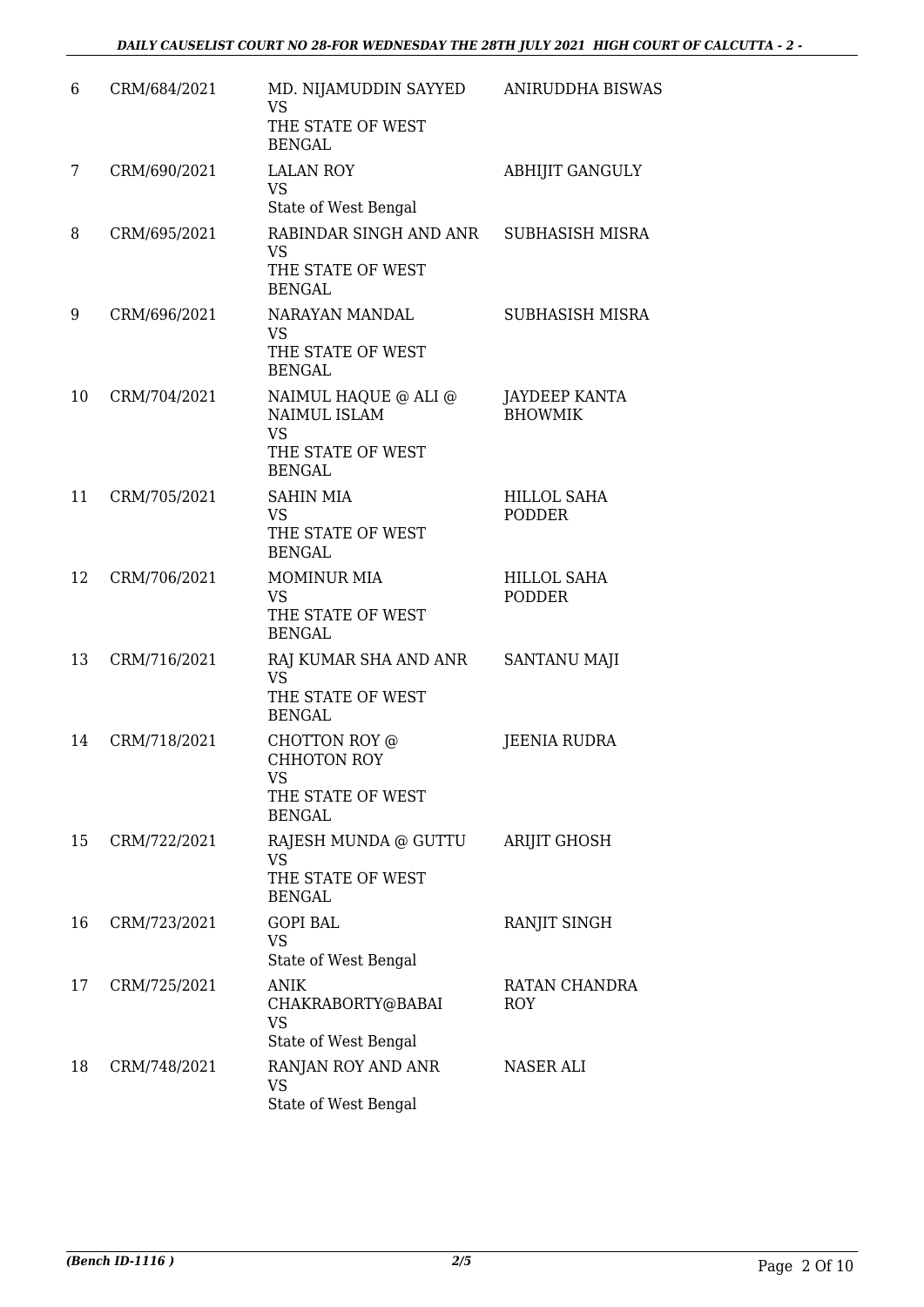| | | | |
|---|---|---|---|
| 6 | CRM/684/2021 | MD. NIJAMUDDIN SAYYED<br>VS<br>THE STATE OF WEST BENGAL | ANIRUDDHA BISWAS |
| 7 | CRM/690/2021 | LALAN ROY<br>VS<br>State of West Bengal | ABHIJIT GANGULY |
| 8 | CRM/695/2021 | RABINDAR SINGH AND ANR<br>VS<br>THE STATE OF WEST BENGAL | SUBHASISH MISRA |
| 9 | CRM/696/2021 | NARAYAN MANDAL<br>VS<br>THE STATE OF WEST BENGAL | SUBHASISH MISRA |
| 10 | CRM/704/2021 | NAIMUL HAQUE @ ALI @ NAIMUL ISLAM<br>VS<br>THE STATE OF WEST BENGAL | JAYDEEP KANTA BHOWMIK |
| 11 | CRM/705/2021 | SAHIN MIA<br>VS<br>THE STATE OF WEST BENGAL | HILLOL SAHA PODDER |
| 12 | CRM/706/2021 | MOMINUR MIA<br>VS<br>THE STATE OF WEST BENGAL | HILLOL SAHA PODDER |
| 13 | CRM/716/2021 | RAJ KUMAR SHA AND ANR<br>VS<br>THE STATE OF WEST BENGAL | SANTANU MAJI |
| 14 | CRM/718/2021 | CHOTTON ROY @ CHHOTON ROY<br>VS<br>THE STATE OF WEST BENGAL | JEENIA RUDRA |
| 15 | CRM/722/2021 | RAJESH MUNDA @ GUTTU<br>VS<br>THE STATE OF WEST BENGAL | ARIJIT GHOSH |
| 16 | CRM/723/2021 | GOPI BAL<br>VS<br>State of West Bengal | RANJIT SINGH |
| 17 | CRM/725/2021 | ANIK CHAKRABORTY@BABAI<br>VS<br>State of West Bengal | RATAN CHANDRA ROY |
| 18 | CRM/748/2021 | RANJAN ROY AND ANR<br>VS<br>State of West Bengal | NASER ALI |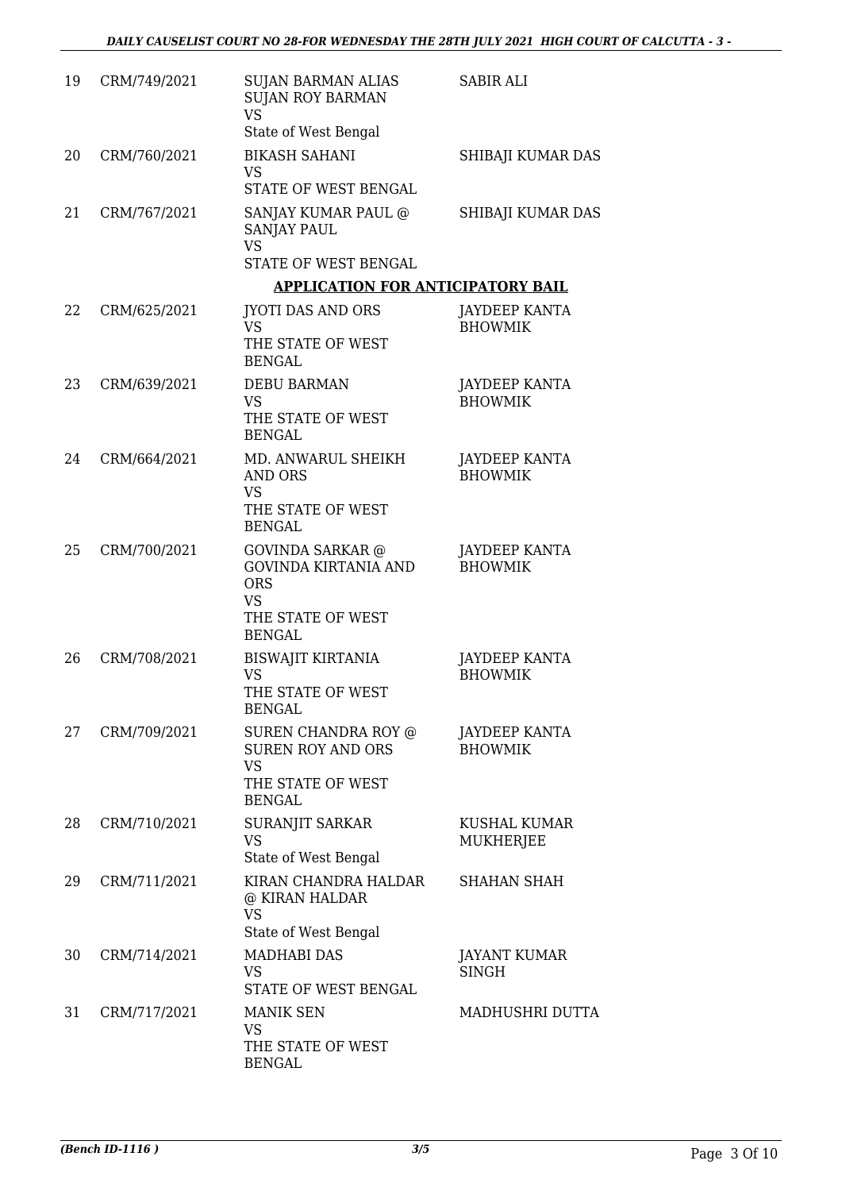| | | | |
|---|---|---|---|
| 19 | CRM/749/2021 | SUJAN BARMAN ALIAS SUJAN ROY BARMAN VS State of West Bengal | SABIR ALI |
| 20 | CRM/760/2021 | BIKASH SAHANI VS STATE OF WEST BENGAL | SHIBAJI KUMAR DAS |
| 21 | CRM/767/2021 | SANJAY KUMAR PAUL @ SANJAY PAUL VS STATE OF WEST BENGAL | SHIBAJI KUMAR DAS |

**APPLICATION FOR ANTICIPATORY BAIL**

| | | | |
|---|---|---|---|
| 22 | CRM/625/2021 | JYOTI DAS AND ORS VS THE STATE OF WEST BENGAL | JAYDEEP KANTA BHOWMIK |
| 23 | CRM/639/2021 | DEBU BARMAN VS THE STATE OF WEST BENGAL | JAYDEEP KANTA BHOWMIK |
| 24 | CRM/664/2021 | MD. ANWARUL SHEIKH AND ORS VS THE STATE OF WEST BENGAL | JAYDEEP KANTA BHOWMIK |
| 25 | CRM/700/2021 | GOVINDA SARKAR @ GOVINDA KIRTANIA AND ORS VS THE STATE OF WEST BENGAL | JAYDEEP KANTA BHOWMIK |
| 26 | CRM/708/2021 | BISWAJIT KIRTANIA VS THE STATE OF WEST BENGAL | JAYDEEP KANTA BHOWMIK |
| 27 | CRM/709/2021 | SUREN CHANDRA ROY @ SUREN ROY AND ORS VS THE STATE OF WEST BENGAL | JAYDEEP KANTA BHOWMIK |
| 28 | CRM/710/2021 | SURANJIT SARKAR VS State of West Bengal | KUSHAL KUMAR MUKHERJEE |
| 29 | CRM/711/2021 | KIRAN CHANDRA HALDAR @ KIRAN HALDAR VS State of West Bengal | SHAHAN SHAH |
| 30 | CRM/714/2021 | MADHABI DAS VS STATE OF WEST BENGAL | JAYANT KUMAR SINGH |
| 31 | CRM/717/2021 | MANIK SEN VS THE STATE OF WEST BENGAL | MADHUSHRI DUTTA |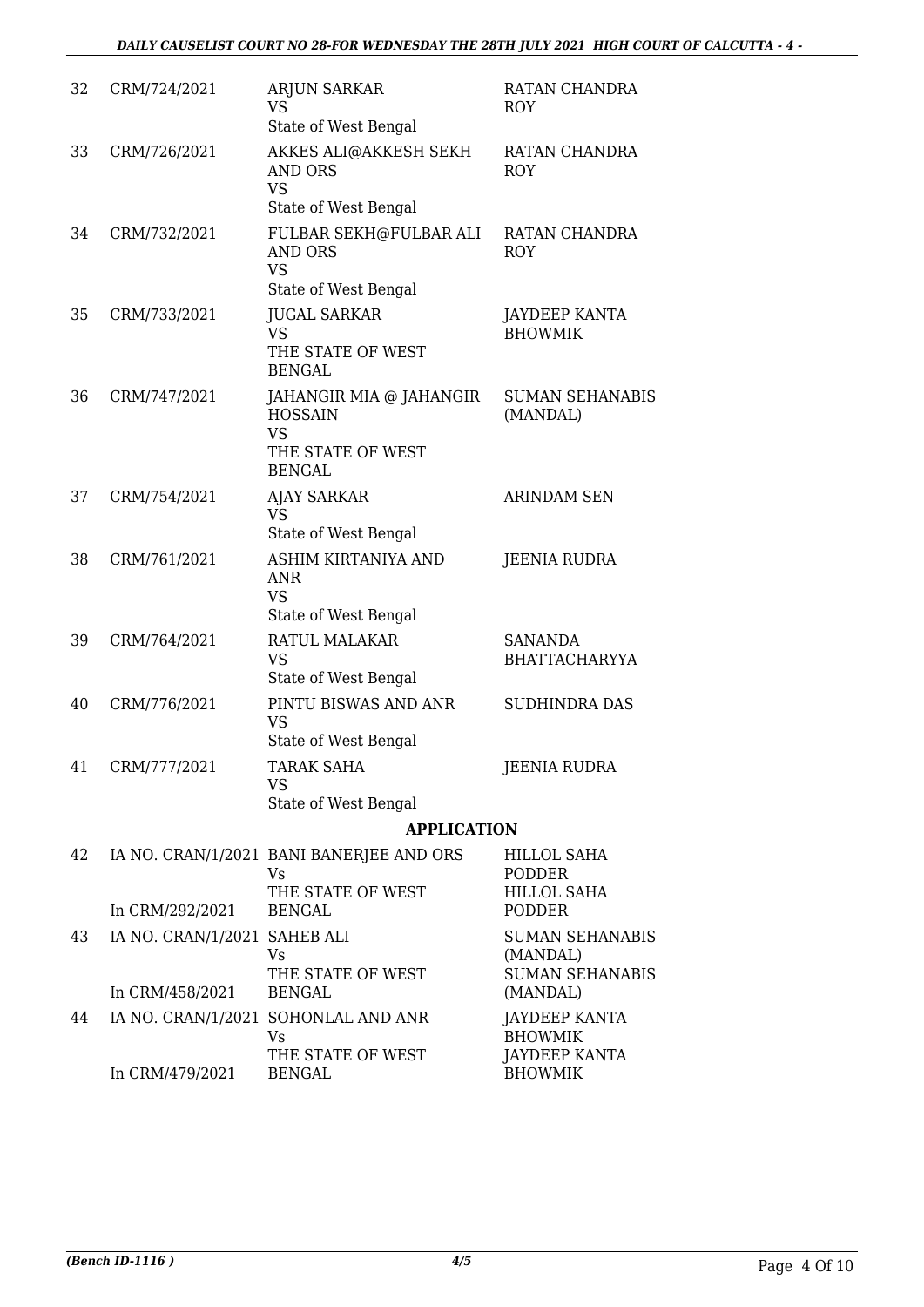| | | | |
|---|---|---|---|
| 32 | CRM/724/2021 | ARJUN SARKAR<br>VS<br>State of West Bengal | RATAN CHANDRA ROY |
| 33 | CRM/726/2021 | AKKES ALI@AKKESH SEKH AND ORS<br>VS<br>State of West Bengal | RATAN CHANDRA ROY |
| 34 | CRM/732/2021 | FULBAR SEKH@FULBAR ALI AND ORS<br>VS<br>State of West Bengal | RATAN CHANDRA ROY |
| 35 | CRM/733/2021 | JUGAL SARKAR<br>VS<br>THE STATE OF WEST BENGAL | JAYDEEP KANTA BHOWMIK |
| 36 | CRM/747/2021 | JAHANGIR MIA @ JAHANGIR HOSSAIN<br>VS<br>THE STATE OF WEST BENGAL | SUMAN SEHANABIS (MANDAL) |
| 37 | CRM/754/2021 | AJAY SARKAR<br>VS<br>State of West Bengal | ARINDAM SEN |
| 38 | CRM/761/2021 | ASHIM KIRTANIYA AND ANR<br>VS<br>State of West Bengal | JEENIA RUDRA |
| 39 | CRM/764/2021 | RATUL MALAKAR<br>VS<br>State of West Bengal | SANANDA BHATTACHARYYA |
| 40 | CRM/776/2021 | PINTU BISWAS AND ANR<br>VS<br>State of West Bengal | SUDHINDRA DAS |
| 41 | CRM/777/2021 | TARAK SAHA<br>VS<br>State of West Bengal | JEENIA RUDRA |

## APPLICATION

| | | | |
|---|---|---|---|
| 42 | IA NO. CRAN/1/2021<br>In CRM/292/2021 | BANI BANERJEE AND ORS<br>Vs<br>THE STATE OF WEST BENGAL | HILLOL SAHA PODDER<br>HILLOL SAHA PODDER |
| 43 | IA NO. CRAN/1/2021<br>In CRM/458/2021 | SAHEB ALI<br>Vs<br>THE STATE OF WEST BENGAL | SUMAN SEHANABIS (MANDAL)<br>SUMAN SEHANABIS (MANDAL) |
| 44 | IA NO. CRAN/1/2021<br>In CRM/479/2021 | SOHONLAL AND ANR<br>Vs<br>THE STATE OF WEST BENGAL | JAYDEEP KANTA BHOWMIK<br>JAYDEEP KANTA BHOWMIK |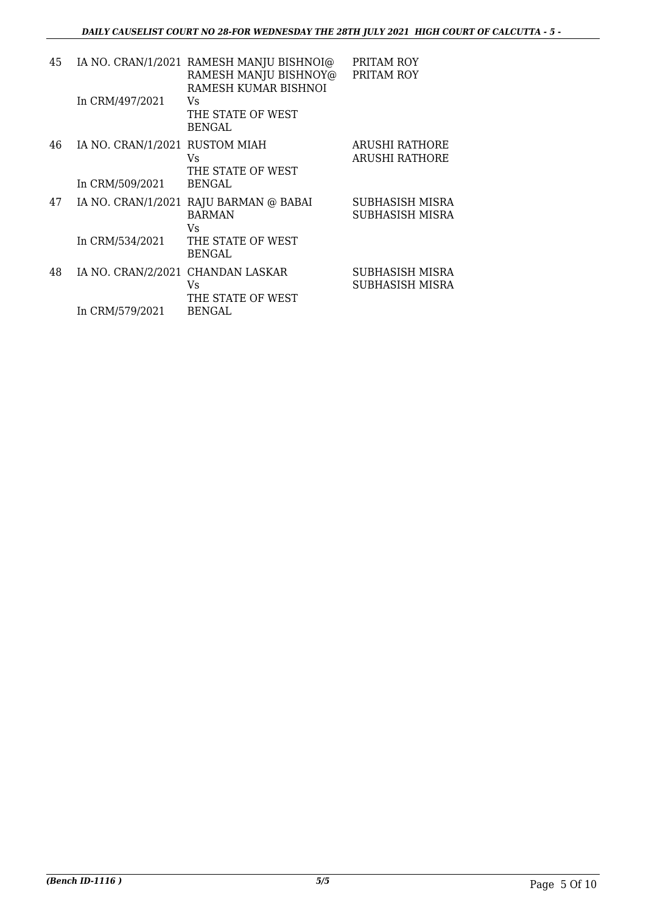| | | | |
|---|---|---|---|
| 45 | IA NO. CRAN/1/2021<br>In CRM/497/2021 | RAMESH MANJU BISHNOI@ RAMESH MANJU BISHNOY@ RAMESH KUMAR BISHNOI<br>Vs<br>THE STATE OF WEST BENGAL | PRITAM ROY<br>PRITAM ROY |
| 46 | IA NO. CRAN/1/2021<br>In CRM/509/2021 | RUSTOM MIAH<br>Vs<br>THE STATE OF WEST BENGAL | ARUSHI RATHORE<br>ARUSHI RATHORE |
| 47 | IA NO. CRAN/1/2021<br>In CRM/534/2021 | RAJU BARMAN @ BABAI BARMAN<br>Vs<br>THE STATE OF WEST BENGAL | SUBHASISH MISRA<br>SUBHASISH MISRA |
| 48 | IA NO. CRAN/2/2021<br>In CRM/579/2021 | CHANDAN LASKAR<br>Vs<br>THE STATE OF WEST BENGAL | SUBHASISH MISRA<br>SUBHASISH MISRA |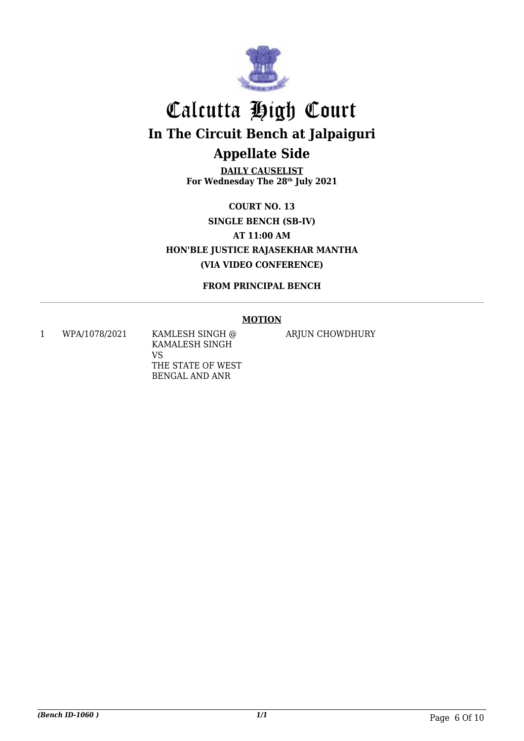# Calcutta High Court

## In The Circuit Bench at Jalpaiguri

## Appellate Side

**DAILY CAUSELIST**
**For Wednesday The 28th July 2021**

**COURT NO. 13**
**SINGLE BENCH (SB-IV)**
**AT 11:00 AM**
**HON'BLE JUSTICE RAJASEKHAR MANTHA**
**(VIA VIDEO CONFERENCE)**

**FROM PRINCIPAL BENCH**

**MOTION**

| | | | |
|---|---|---|---|
| 1 | WPA/1078/2021 | KAMLESH SINGH @ KAMALESH SINGH VS THE STATE OF WEST BENGAL AND ANR | ARJUN CHOWDHURY |

*(Bench ID-1060 )* *1/1*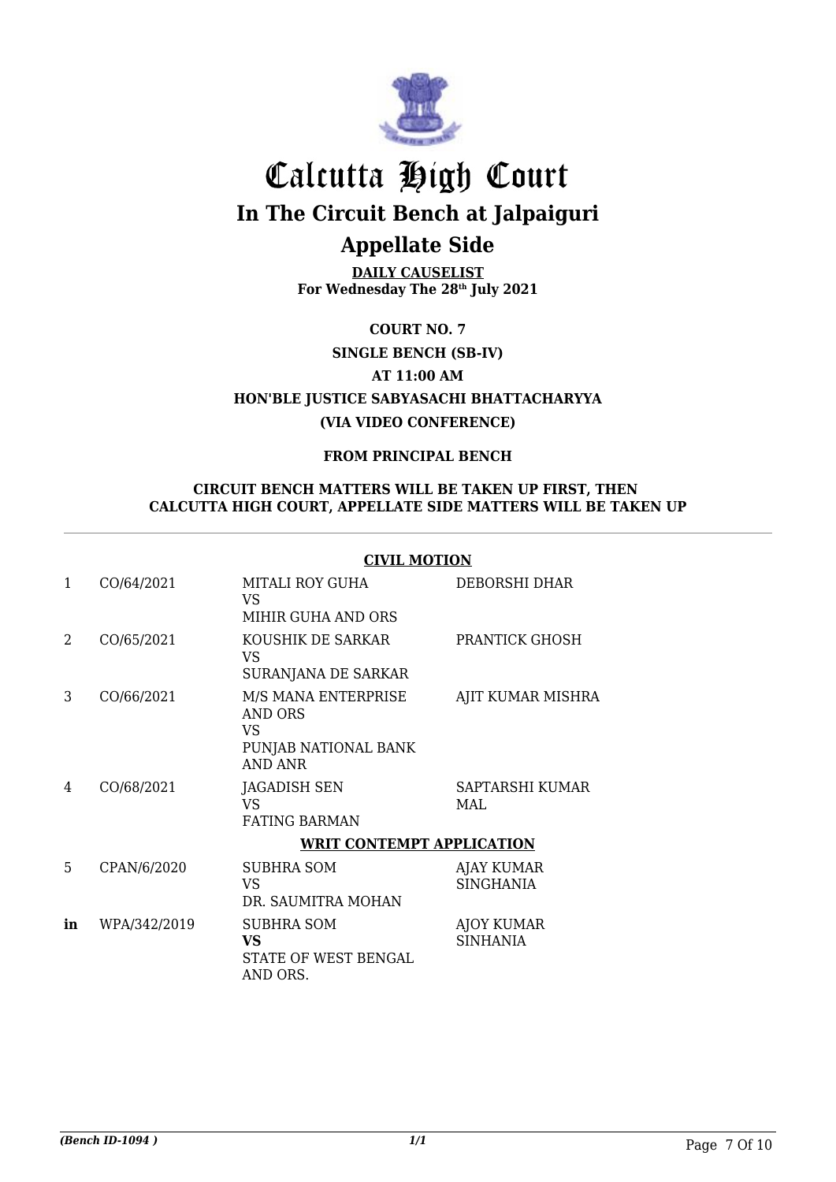# Calcutta High Court

## In The Circuit Bench at Jalpaiguri

## Appellate Side

**DAILY CAUSELIST**
**For Wednesday The 28th July 2021**

**COURT NO. 7**

**SINGLE BENCH (SB-IV)**

**AT 11:00 AM**

**HON'BLE JUSTICE SABYASACHI BHATTACHARYYA**

**(VIA VIDEO CONFERENCE)**

**FROM PRINCIPAL BENCH**

**CIRCUIT BENCH MATTERS WILL BE TAKEN UP FIRST, THEN CALCUTTA HIGH COURT, APPELLATE SIDE MATTERS WILL BE TAKEN UP**

**CIVIL MOTION**

| | | | |
|---|---|---|---|
| 1 | CO/64/2021 | MITALI ROY GUHA<br>VS<br>MIHIR GUHA AND ORS | DEBORSHI DHAR |
| 2 | CO/65/2021 | KOUSHIK DE SARKAR<br>VS<br>SURANJANA DE SARKAR | PRANTICK GHOSH |
| 3 | CO/66/2021 | M/S MANA ENTERPRISE AND ORS<br>VS<br>PUNJAB NATIONAL BANK AND ANR | AJIT KUMAR MISHRA |
| 4 | CO/68/2021 | JAGADISH SEN<br>VS<br>FATING BARMAN | SAPTARSHI KUMAR MAL |

**WRIT CONTEMPT APPLICATION**

| | | | |
|---|---|---|---|
| 5 | CPAN/6/2020 | SUBHRA SOM<br>VS<br>DR. SAUMITRA MOHAN | AJAY KUMAR SINGHANIA |
| **in** | WPA/342/2019 | SUBHRA SOM<br>**VS**<br>STATE OF WEST BENGAL AND ORS. | AJOY KUMAR SINHANIA |

*(Bench ID-1094 )*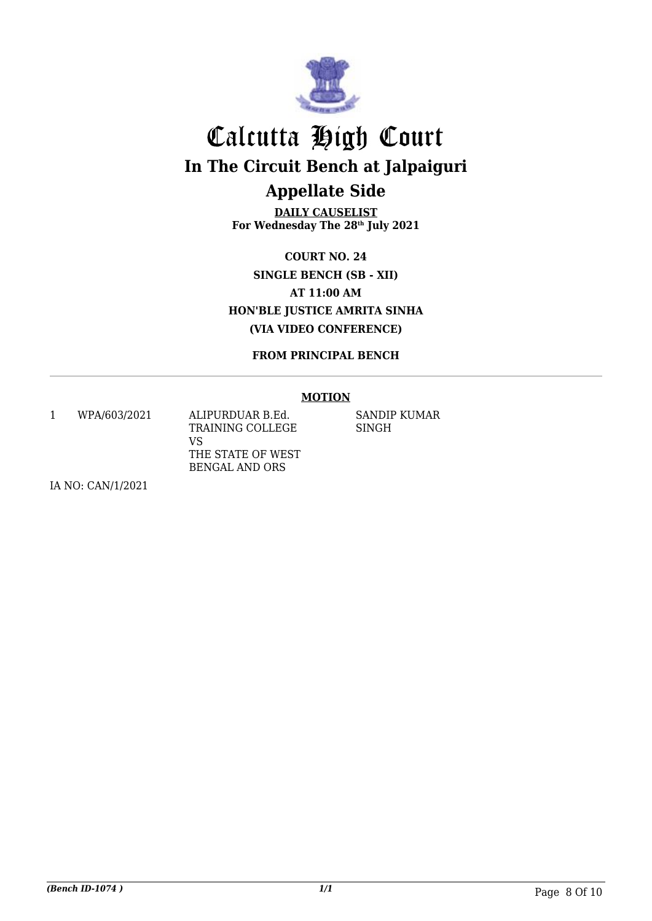# Calcutta High Court

## In The Circuit Bench at Jalpaiguri

## Appellate Side

**DAILY CAUSELIST**
**For Wednesday The 28th July 2021**

**COURT NO. 24**
**SINGLE BENCH (SB - XII)**
**AT 11:00 AM**
**HON'BLE JUSTICE AMRITA SINHA**
**(VIA VIDEO CONFERENCE)**

**FROM PRINCIPAL BENCH**

**MOTION**

| | | | |
|---|---|---|---|
| 1 | WPA/603/2021 | ALIPURDUAR B.Ed. TRAINING COLLEGE VS THE STATE OF WEST BENGAL AND ORS | SANDIP KUMAR SINGH |

IA NO: CAN/1/2021

*(Bench ID-1074 )*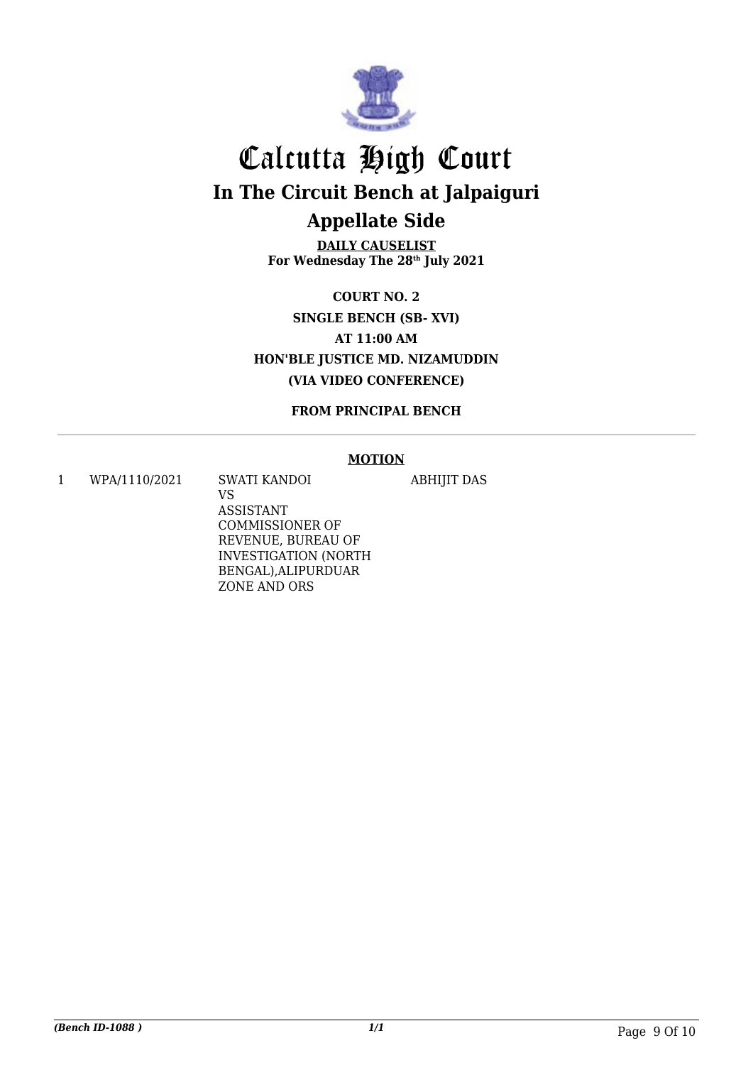# Calcutta High Court

## In The Circuit Bench at Jalpaiguri

## Appellate Side

**DAILY CAUSELIST**
**For Wednesday The 28th July 2021**

**COURT NO. 2**
**SINGLE BENCH (SB- XVI)**
**AT 11:00 AM**
**HON'BLE JUSTICE MD. NIZAMUDDIN**
**(VIA VIDEO CONFERENCE)**

**FROM PRINCIPAL BENCH**

**MOTION**

| | | | |
|---|---|---|---|
| 1 | WPA/1110/2021 | SWATI KANDOI VS ASSISTANT COMMISSIONER OF REVENUE, BUREAU OF INVESTIGATION (NORTH BENGAL),ALIPURDUAR ZONE AND ORS | ABHIJIT DAS |

*(Bench ID-1088 )* 1/1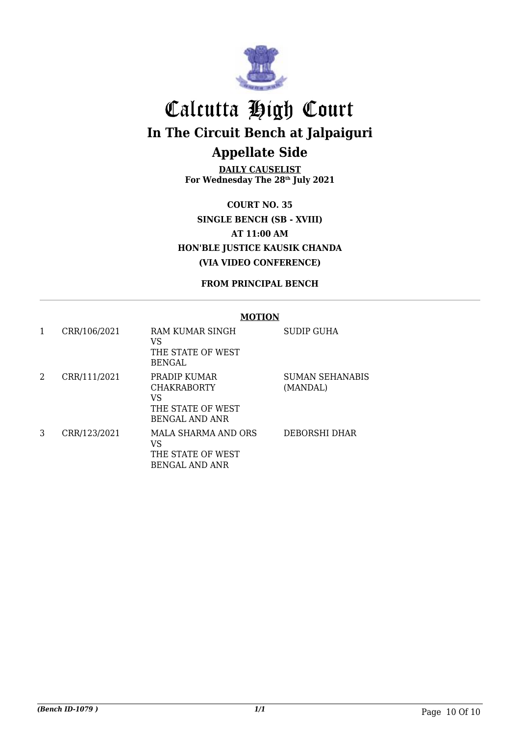# Calcutta High Court

## In The Circuit Bench at Jalpaiguri

## Appellate Side

**DAILY CAUSELIST**
**For Wednesday The 28th July 2021**

**COURT NO. 35**
**SINGLE BENCH (SB - XVIII)**
**AT 11:00 AM**
**HON'BLE JUSTICE KAUSIK CHANDA**
**(VIA VIDEO CONFERENCE)**

**FROM PRINCIPAL BENCH**

**MOTION**

| | | | |
|---|---|---|---|
| 1 | CRR/106/2021 | RAM KUMAR SINGH VS THE STATE OF WEST BENGAL | SUDIP GUHA |
| 2 | CRR/111/2021 | PRADIP KUMAR CHAKRABORTY VS THE STATE OF WEST BENGAL AND ANR | SUMAN SEHANABIS (MANDAL) |
| 3 | CRR/123/2021 | MALA SHARMA AND ORS VS THE STATE OF WEST BENGAL AND ANR | DEBORSHI DHAR |

*(Bench ID-1079 )* 1/1